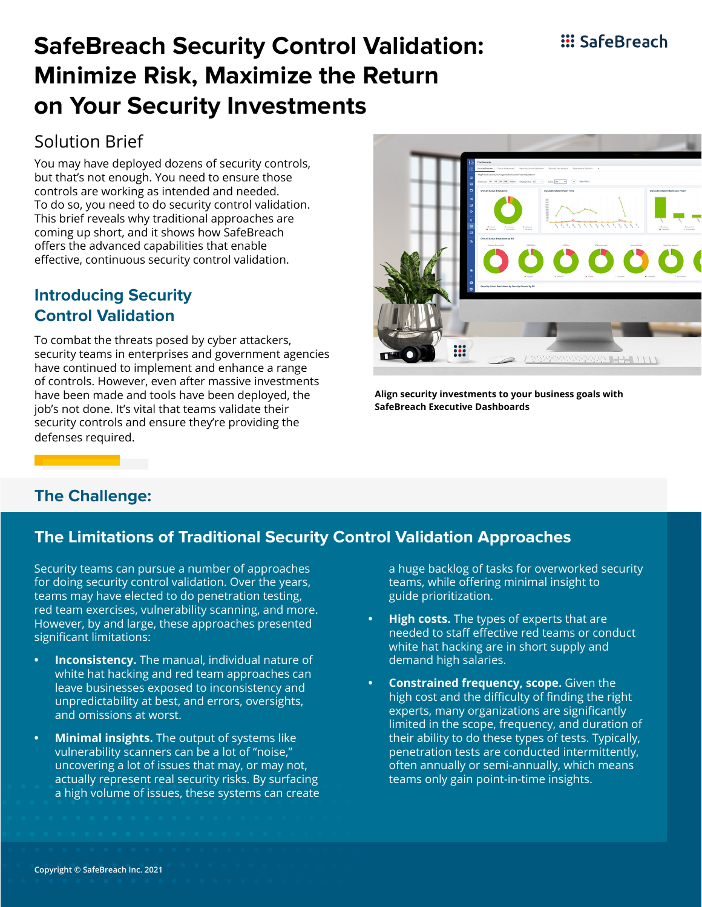# SafeBreach Security Control Validation: Minimize Risk, Maximize the Return on Your Security Investments

## Solution Brief

You may have deployed dozens of security controls, but that's not enough. You need to ensure those controls are working as intended and needed. To do so, you need to do security control validation. This brief reveals why traditional approaches are coming up short, and it shows how SafeBreach offers the advanced capabilities that enable effective, continuous security control validation.

## Introducing Security Control Validation

To combat the threats posed by cyber attackers, security teams in enterprises and government agencies have continued to implement and enhance a range of controls. However, even after massive investments have been made and tools have been deployed, the job's not done. It's vital that teams validate their security controls and ensure they're providing the defenses required.

**Align security investments to your business goals with SafeBreach Executive Dashboards**

## The Challenge:

### The Limitations of Traditional Security Control Validation Approaches

Security teams can pursue a number of approaches for doing security control validation. Over the years, teams may have elected to do penetration testing, red team exercises, vulnerability scanning, and more. However, by and large, these approaches presented significant limitations:

- **Inconsistency.** The manual, individual nature of white hat hacking and red team approaches can leave businesses exposed to inconsistency and unpredictability at best, and errors, oversights, and omissions at worst.
- **Minimal insights.** The output of systems like vulnerability scanners can be a lot of "noise," uncovering a lot of issues that may, or may not, actually represent real security risks. By surfacing a high volume of issues, these systems can create a huge backlog of tasks for overworked security teams, while offering minimal insight to guide prioritization.
- **High costs.** The types of experts that are needed to staff effective red teams or conduct white hat hacking are in short supply and demand high salaries.
- **Constrained frequency, scope.** Given the high cost and the difficulty of finding the right experts, many organizations are significantly limited in the scope, frequency, and duration of their ability to do these types of tests. Typically, penetration tests are conducted intermittently, often annually or semi-annually, which means teams only gain point-in-time insights.

Copyright © SafeBreach Inc. 2021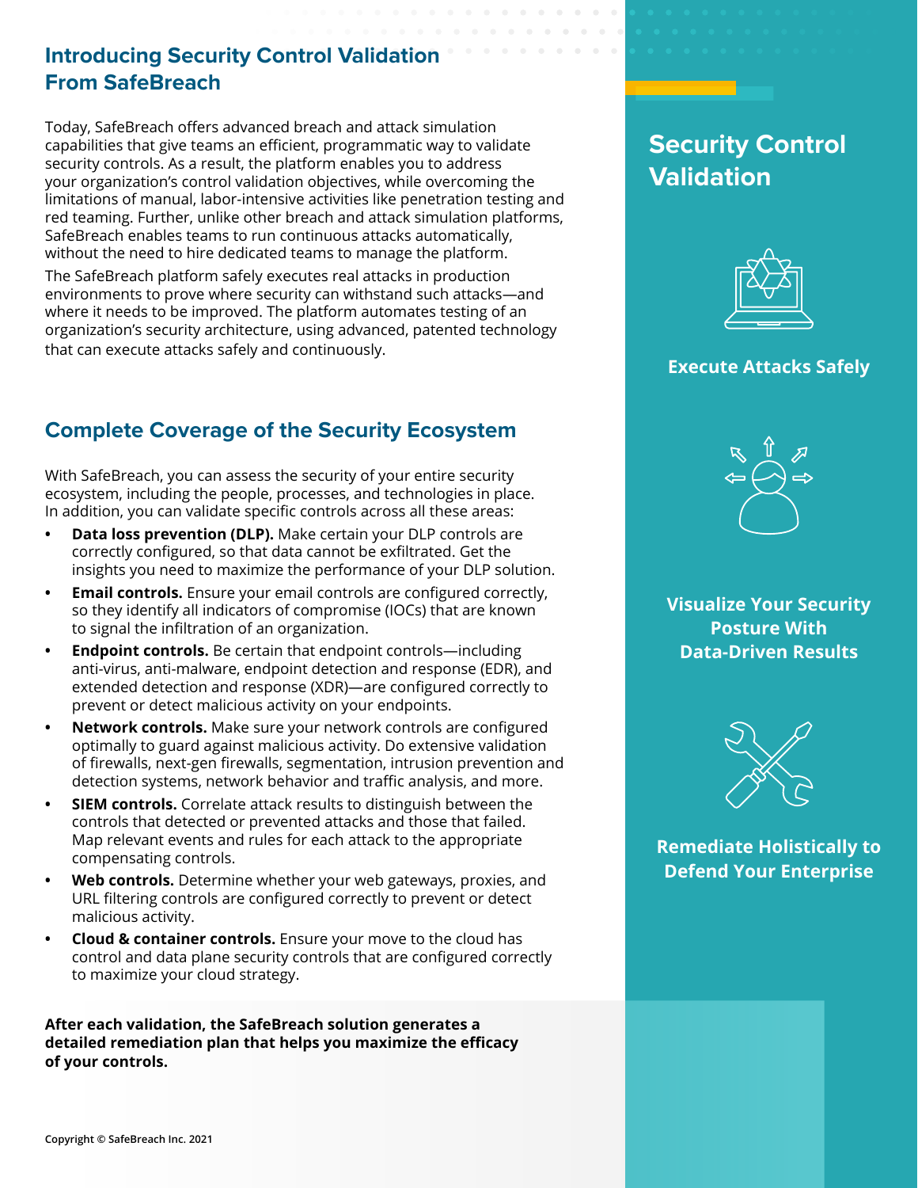## Introducing Security Control Validation From SafeBreach

Today, SafeBreach offers advanced breach and attack simulation capabilities that give teams an efficient, programmatic way to validate security controls. As a result, the platform enables you to address your organization's control validation objectives, while overcoming the limitations of manual, labor-intensive activities like penetration testing and red teaming. Further, unlike other breach and attack simulation platforms, SafeBreach enables teams to run continuous attacks automatically, without the need to hire dedicated teams to manage the platform.

The SafeBreach platform safely executes real attacks in production environments to prove where security can withstand such attacks—and where it needs to be improved. The platform automates testing of an organization's security architecture, using advanced, patented technology that can execute attacks safely and continuously.

## Complete Coverage of the Security Ecosystem

With SafeBreach, you can assess the security of your entire security ecosystem, including the people, processes, and technologies in place. In addition, you can validate specific controls across all these areas:

- **Data loss prevention (DLP).** Make certain your DLP controls are correctly configured, so that data cannot be exfiltrated. Get the insights you need to maximize the performance of your DLP solution.
- **Email controls.** Ensure your email controls are configured correctly, so they identify all indicators of compromise (IOCs) that are known to signal the infiltration of an organization.
- **Endpoint controls.** Be certain that endpoint controls—including anti-virus, anti-malware, endpoint detection and response (EDR), and extended detection and response (XDR)—are configured correctly to prevent or detect malicious activity on your endpoints.
- **Network controls.** Make sure your network controls are configured optimally to guard against malicious activity. Do extensive validation of firewalls, next-gen firewalls, segmentation, intrusion prevention and detection systems, network behavior and traffic analysis, and more.
- **SIEM controls.** Correlate attack results to distinguish between the controls that detected or prevented attacks and those that failed. Map relevant events and rules for each attack to the appropriate compensating controls.
- **Web controls.** Determine whether your web gateways, proxies, and URL filtering controls are configured correctly to prevent or detect malicious activity.
- **Cloud & container controls.** Ensure your move to the cloud has control and data plane security controls that are configured correctly to maximize your cloud strategy.

**After each validation, the SafeBreach solution generates a detailed remediation plan that helps you maximize the efficacy of your controls.**

## Security Control Validation

**Execute Attacks Safely**

**Visualize Your Security Posture With Data-Driven Results**

**Remediate Holistically to Defend Your Enterprise**

Copyright © SafeBreach Inc. 2021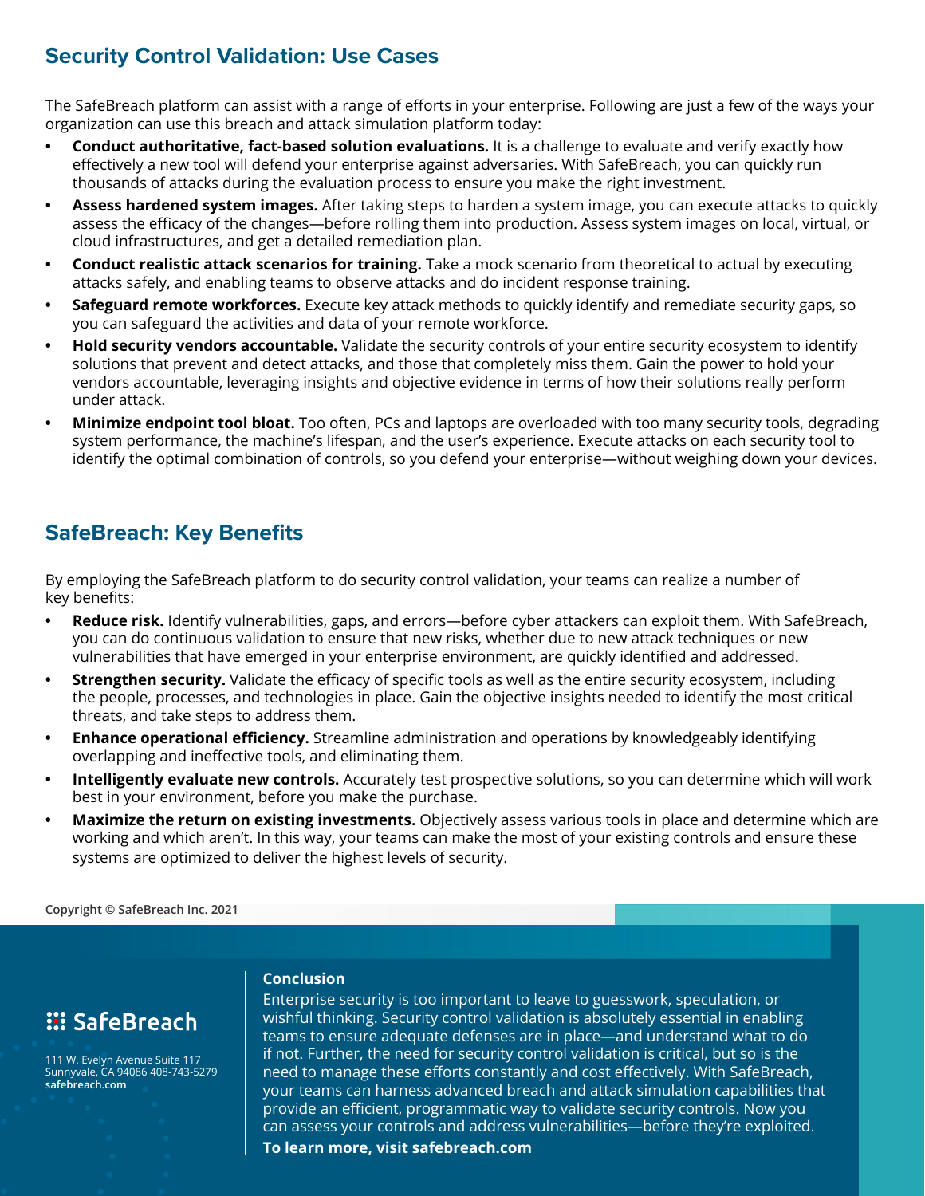## Security Control Validation: Use Cases

The SafeBreach platform can assist with a range of efforts in your enterprise. Following are just a few of the ways your organization can use this breach and attack simulation platform today:

- **Conduct authoritative, fact-based solution evaluations.** It is a challenge to evaluate and verify exactly how effectively a new tool will defend your enterprise against adversaries. With SafeBreach, you can quickly run thousands of attacks during the evaluation process to ensure you make the right investment.
- **Assess hardened system images.** After taking steps to harden a system image, you can execute attacks to quickly assess the efficacy of the changes—before rolling them into production. Assess system images on local, virtual, or cloud infrastructures, and get a detailed remediation plan.
- **Conduct realistic attack scenarios for training.** Take a mock scenario from theoretical to actual by executing attacks safely, and enabling teams to observe attacks and do incident response training.
- **Safeguard remote workforces.** Execute key attack methods to quickly identify and remediate security gaps, so you can safeguard the activities and data of your remote workforce.
- **Hold security vendors accountable.** Validate the security controls of your entire security ecosystem to identify solutions that prevent and detect attacks, and those that completely miss them. Gain the power to hold your vendors accountable, leveraging insights and objective evidence in terms of how their solutions really perform under attack.
- **Minimize endpoint tool bloat.** Too often, PCs and laptops are overloaded with too many security tools, degrading system performance, the machine's lifespan, and the user's experience. Execute attacks on each security tool to identify the optimal combination of controls, so you defend your enterprise—without weighing down your devices.

## SafeBreach: Key Benefits

By employing the SafeBreach platform to do security control validation, your teams can realize a number of key benefits:

- **Reduce risk.** Identify vulnerabilities, gaps, and errors—before cyber attackers can exploit them. With SafeBreach, you can do continuous validation to ensure that new risks, whether due to new attack techniques or new vulnerabilities that have emerged in your enterprise environment, are quickly identified and addressed.
- **Strengthen security.** Validate the efficacy of specific tools as well as the entire security ecosystem, including the people, processes, and technologies in place. Gain the objective insights needed to identify the most critical threats, and take steps to address them.
- **Enhance operational efficiency.** Streamline administration and operations by knowledgeably identifying overlapping and ineffective tools, and eliminating them.
- **Intelligently evaluate new controls.** Accurately test prospective solutions, so you can determine which will work best in your environment, before you make the purchase.
- **Maximize the return on existing investments.** Objectively assess various tools in place and determine which are working and which aren't. In this way, your teams can make the most of your existing controls and ensure these systems are optimized to deliver the highest levels of security.

Copyright © SafeBreach Inc. 2021

SafeBreach

111 W. Evelyn Avenue Suite 117
Sunnyvale, CA 94086 408-743-5279
**safebreach.com**

**Conclusion**

Enterprise security is too important to leave to guesswork, speculation, or wishful thinking. Security control validation is absolutely essential in enabling teams to ensure adequate defenses are in place—and understand what to do if not. Further, the need for security control validation is critical, but so is the need to manage these efforts constantly and cost effectively. With SafeBreach, your teams can harness advanced breach and attack simulation capabilities that provide an efficient, programmatic way to validate security controls. Now you can assess your controls and address vulnerabilities—before they're exploited.

**To learn more, visit safebreach.com**